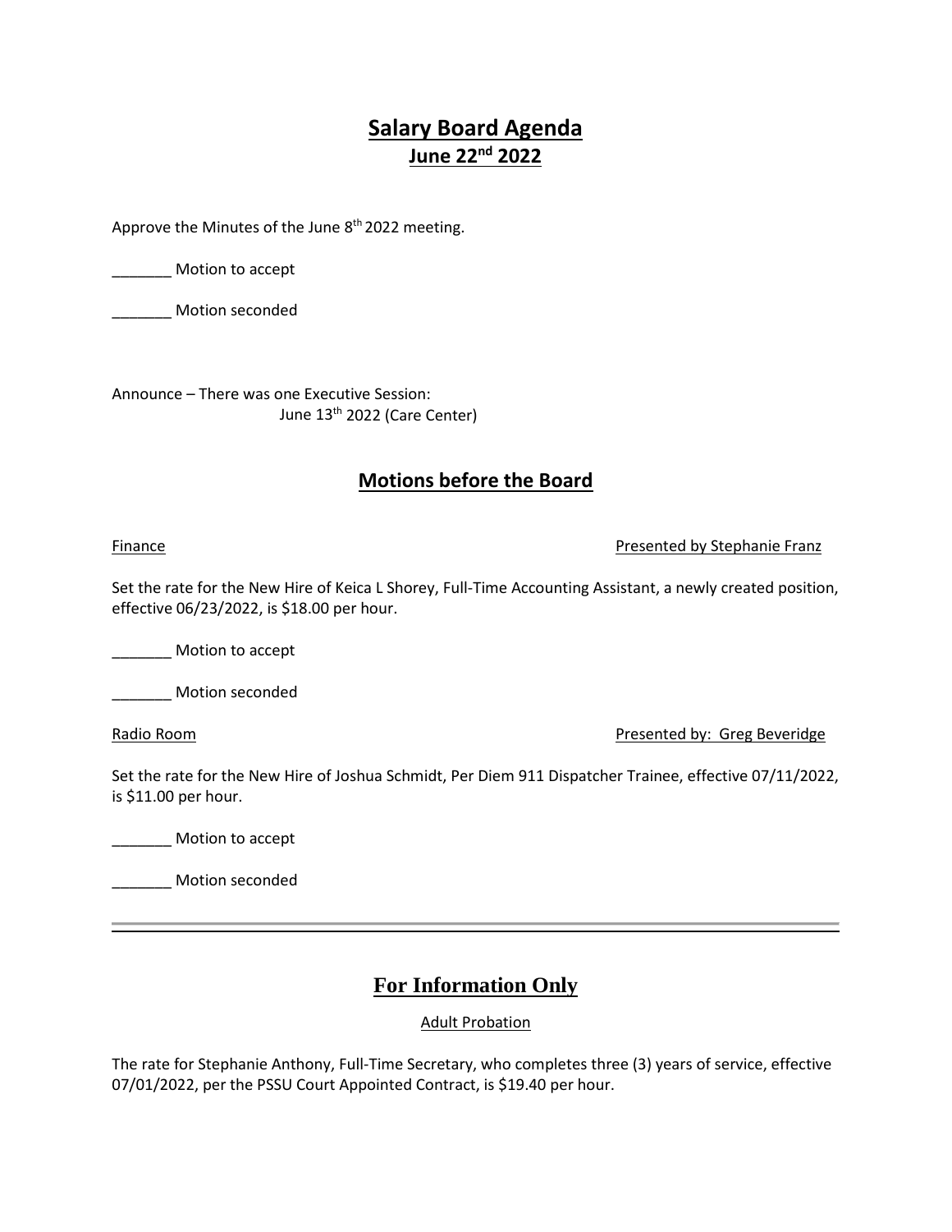# Salary Board Agenda

## June 22nd 2022

Approve the Minutes of the June 8th 2022 meeting.

_______ Motion to accept

_______ Motion seconded

Announce – There was one Executive Session:
June 13th 2022 (Care Center)

## Motions before the Board

Finance — Presented by Stephanie Franz

Set the rate for the New Hire of Keica L Shorey, Full-Time Accounting Assistant, a newly created position, effective 06/23/2022, is $18.00 per hour.

_______ Motion to accept

_______ Motion seconded

Radio Room — Presented by: Greg Beveridge

Set the rate for the New Hire of Joshua Schmidt, Per Diem 911 Dispatcher Trainee, effective 07/11/2022, is $11.00 per hour.

_______ Motion to accept

_______ Motion seconded

---

## For Information Only

Adult Probation

The rate for Stephanie Anthony, Full-Time Secretary, who completes three (3) years of service, effective 07/01/2022, per the PSSU Court Appointed Contract, is $19.40 per hour.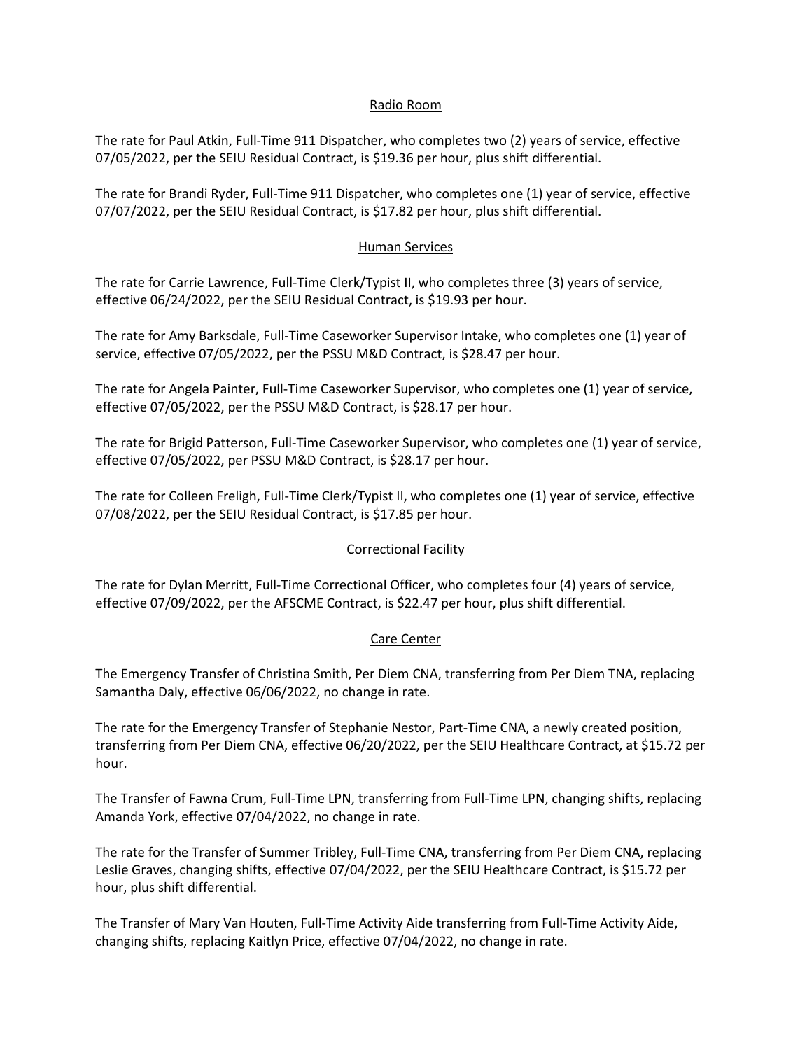## Radio Room

The rate for Paul Atkin, Full-Time 911 Dispatcher, who completes two (2) years of service, effective 07/05/2022, per the SEIU Residual Contract, is $19.36 per hour, plus shift differential.

The rate for Brandi Ryder, Full-Time 911 Dispatcher, who completes one (1) year of service, effective 07/07/2022, per the SEIU Residual Contract, is $17.82 per hour, plus shift differential.

## Human Services

The rate for Carrie Lawrence, Full-Time Clerk/Typist II, who completes three (3) years of service, effective 06/24/2022, per the SEIU Residual Contract, is $19.93 per hour.

The rate for Amy Barksdale, Full-Time Caseworker Supervisor Intake, who completes one (1) year of service, effective 07/05/2022, per the PSSU M&D Contract, is $28.47 per hour.

The rate for Angela Painter, Full-Time Caseworker Supervisor, who completes one (1) year of service, effective 07/05/2022, per the PSSU M&D Contract, is $28.17 per hour.

The rate for Brigid Patterson, Full-Time Caseworker Supervisor, who completes one (1) year of service, effective 07/05/2022, per PSSU M&D Contract, is $28.17 per hour.

The rate for Colleen Freligh, Full-Time Clerk/Typist II, who completes one (1) year of service, effective 07/08/2022, per the SEIU Residual Contract, is $17.85 per hour.

## Correctional Facility

The rate for Dylan Merritt, Full-Time Correctional Officer, who completes four (4) years of service, effective 07/09/2022, per the AFSCME Contract, is $22.47 per hour, plus shift differential.

## Care Center

The Emergency Transfer of Christina Smith, Per Diem CNA, transferring from Per Diem TNA, replacing Samantha Daly, effective 06/06/2022, no change in rate.

The rate for the Emergency Transfer of Stephanie Nestor, Part-Time CNA, a newly created position, transferring from Per Diem CNA, effective 06/20/2022, per the SEIU Healthcare Contract, at $15.72 per hour.

The Transfer of Fawna Crum, Full-Time LPN, transferring from Full-Time LPN, changing shifts, replacing Amanda York, effective 07/04/2022, no change in rate.

The rate for the Transfer of Summer Tribley, Full-Time CNA, transferring from Per Diem CNA, replacing Leslie Graves, changing shifts, effective 07/04/2022, per the SEIU Healthcare Contract, is $15.72 per hour, plus shift differential.

The Transfer of Mary Van Houten, Full-Time Activity Aide transferring from Full-Time Activity Aide, changing shifts, replacing Kaitlyn Price, effective 07/04/2022, no change in rate.